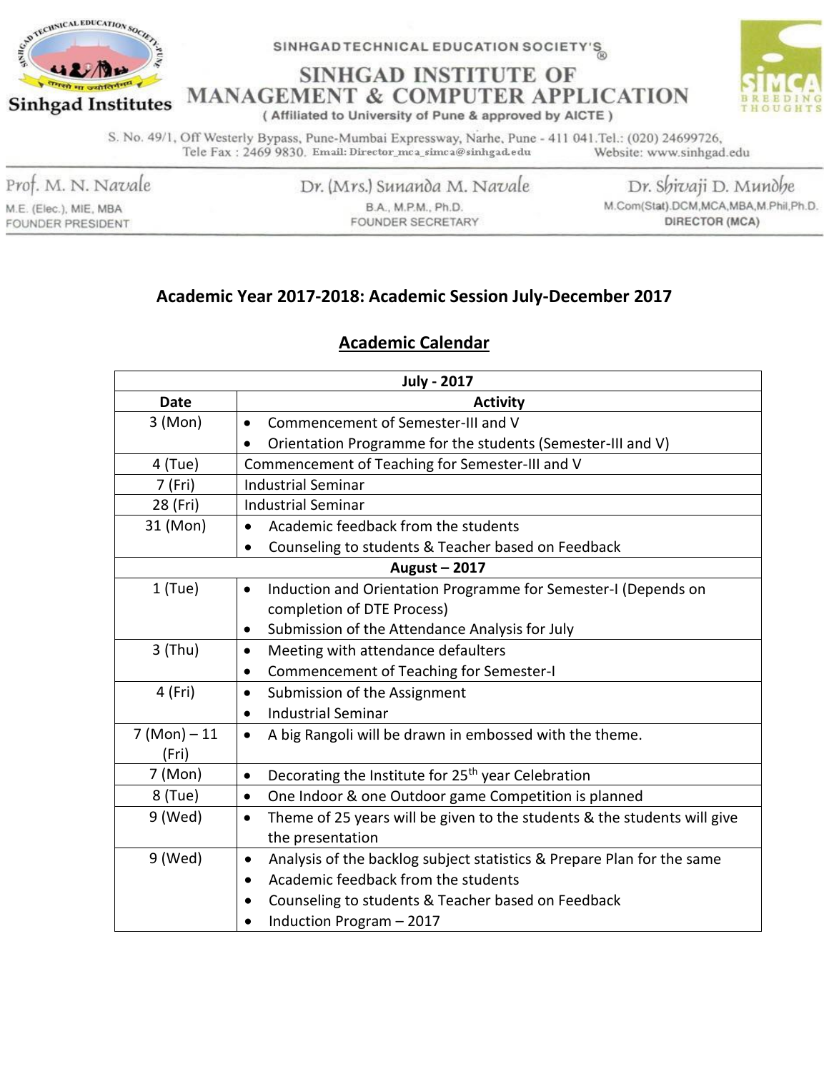SINHGAD TECHNICAL EDUCATION SOCIETY'S®

# SINHGAD INSTITUTE OF MANAGEMENT & COMPUTER APPLICATION

( Affiliated to University of Pune & approved by AICTE )

S. No. 49/1, Off Westerly Bypass, Pune-Mumbai Expressway, Narhe, Pune - 411 041.Tel.: (020) 24699726, Tele Fax : 2469 9830. Email: Director_mca_simca@sinhgad.edu Website: www.sinhgad.edu

Prof. M. N. Navale
M.E. (Elec.), MIE, MBA
FOUNDER PRESIDENT

Dr. (Mrs.) Sunanda M. Navale
B.A., M.P.M., Ph.D.
FOUNDER SECRETARY

Dr. Shivaji D. Mundhe
M.Com(Stat).DCM,MCA,MBA,M.Phil,Ph.D.
DIRECTOR (MCA)

## Academic Year 2017-2018: Academic Session July-December 2017

## Academic Calendar

| Date | Activity |
|---|---|
| **July - 2017** | |
| 3 (Mon) | • Commencement of Semester-III and V<br>• Orientation Programme for the students (Semester-III and V) |
| 4 (Tue) | Commencement of Teaching for Semester-III and V |
| 7 (Fri) | Industrial Seminar |
| 28 (Fri) | Industrial Seminar |
| 31 (Mon) | • Academic feedback from the students<br>• Counseling to students & Teacher based on Feedback |
| **August – 2017** | |
| 1 (Tue) | • Induction and Orientation Programme for Semester-I (Depends on completion of DTE Process)<br>• Submission of the Attendance Analysis for July |
| 3 (Thu) | • Meeting with attendance defaulters<br>• Commencement of Teaching for Semester-I |
| 4 (Fri) | • Submission of the Assignment<br>• Industrial Seminar |
| 7 (Mon) – 11 (Fri) | • A big Rangoli will be drawn in embossed with the theme. |
| 7 (Mon) | • Decorating the Institute for 25th year Celebration |
| 8 (Tue) | • One Indoor & one Outdoor game Competition is planned |
| 9 (Wed) | • Theme of 25 years will be given to the students & the students will give the presentation |
| 9 (Wed) | • Analysis of the backlog subject statistics & Prepare Plan for the same<br>• Academic feedback from the students<br>• Counseling to students & Teacher based on Feedback<br>• Induction Program – 2017 |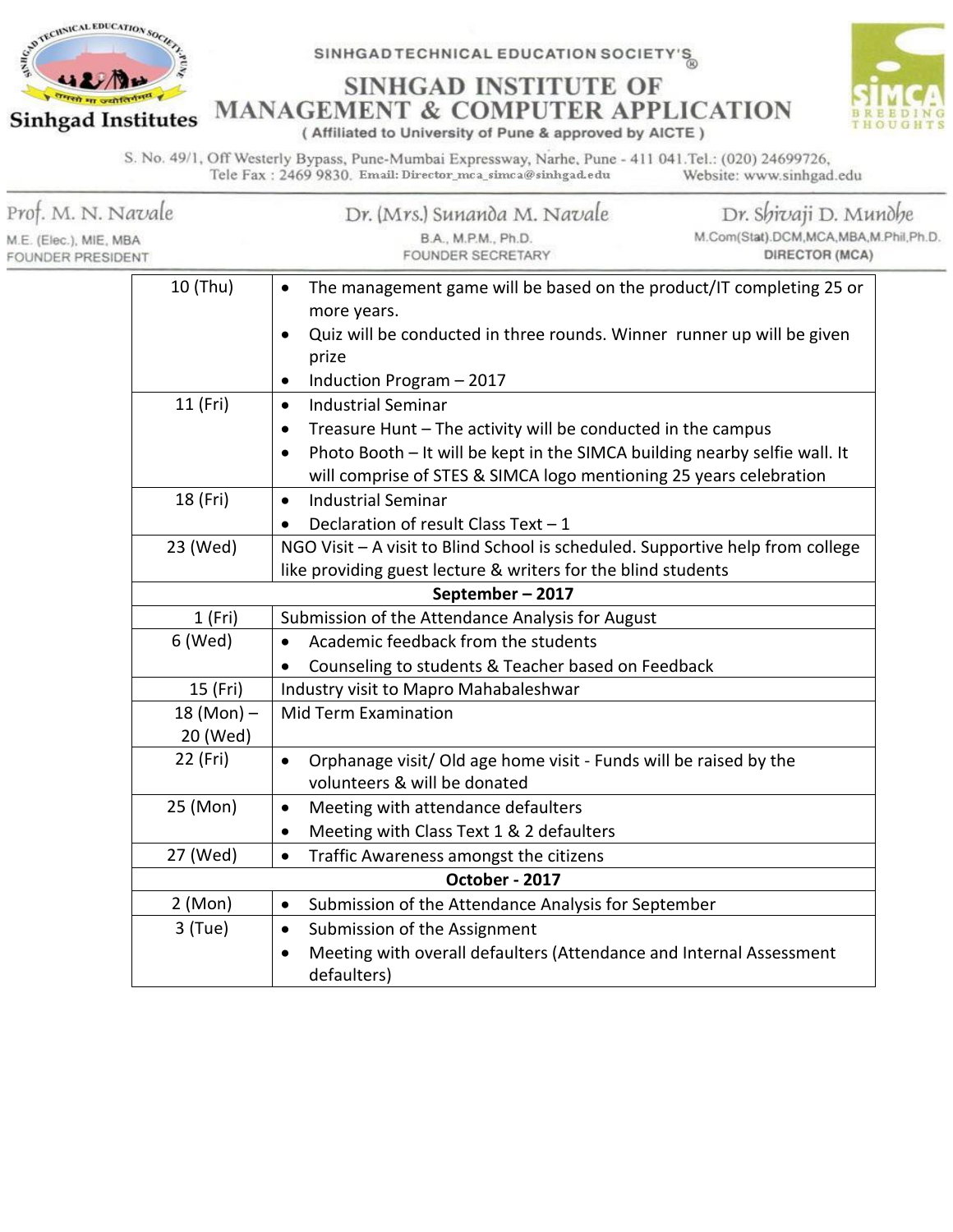| | |
|---|---|
| 10 (Thu) | • The management game will be based on the product/IT completing 25 or more years.<br>• Quiz will be conducted in three rounds. Winner runner up will be given prize<br>• Induction Program – 2017 |
| 11 (Fri) | • Industrial Seminar<br>• Treasure Hunt – The activity will be conducted in the campus<br>• Photo Booth – It will be kept in the SIMCA building nearby selfie wall. It will comprise of STES & SIMCA logo mentioning 25 years celebration |
| 18 (Fri) | • Industrial Seminar<br>• Declaration of result Class Text – 1 |
| 23 (Wed) | NGO Visit – A visit to Blind School is scheduled. Supportive help from college like providing guest lecture & writers for the blind students |
| **September – 2017** | |
| 1 (Fri) | Submission of the Attendance Analysis for August |
| 6 (Wed) | • Academic feedback from the students<br>• Counseling to students & Teacher based on Feedback |
| 15 (Fri) | Industry visit to Mapro Mahabaleshwar |
| 18 (Mon) – 20 (Wed) | Mid Term Examination |
| 22 (Fri) | • Orphanage visit/ Old age home visit - Funds will be raised by the volunteers & will be donated |
| 25 (Mon) | • Meeting with attendance defaulters<br>• Meeting with Class Text 1 & 2 defaulters |
| 27 (Wed) | • Traffic Awareness amongst the citizens |
| **October - 2017** | |
| 2 (Mon) | • Submission of the Attendance Analysis for September |
| 3 (Tue) | • Submission of the Assignment<br>• Meeting with overall defaulters (Attendance and Internal Assessment defaulters) |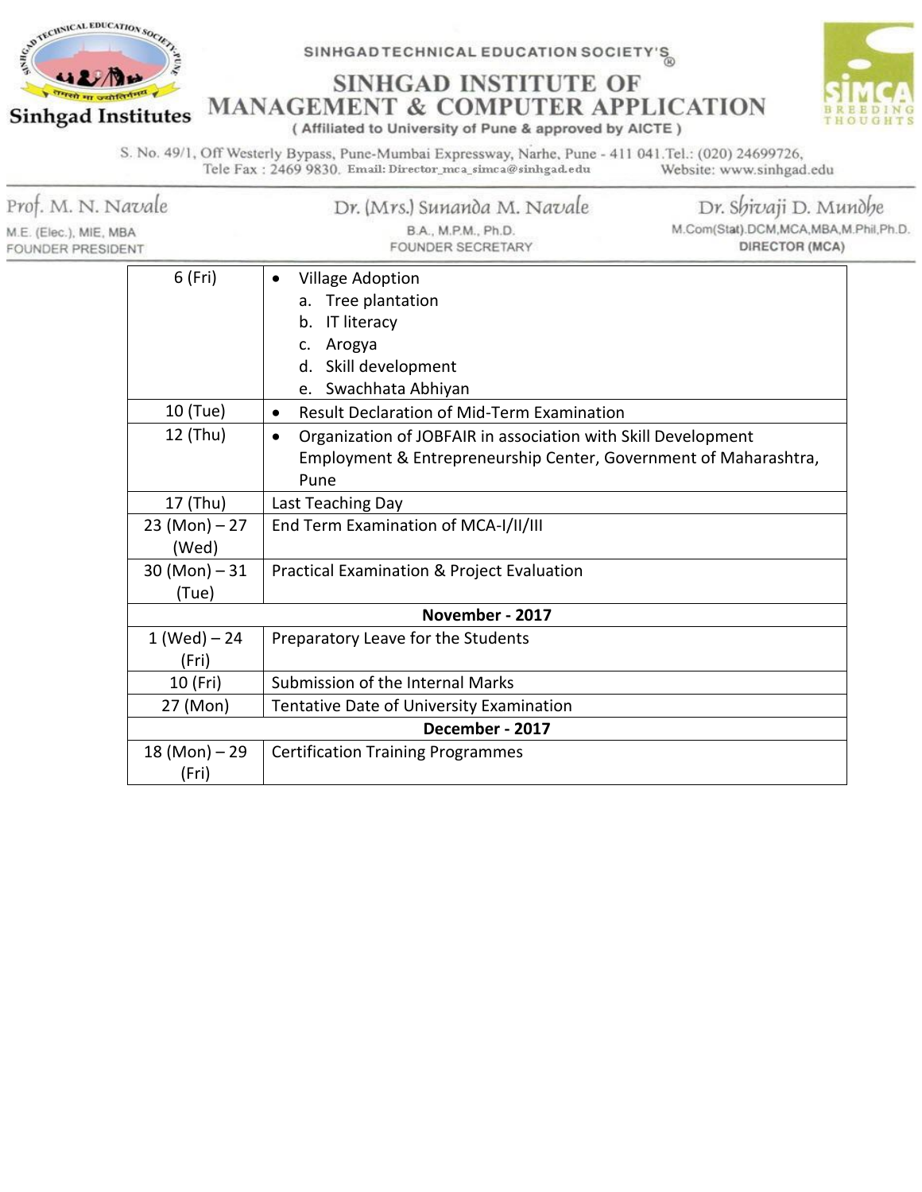SINHGAD TECHNICAL EDUCATION SOCIETY'S

# SINHGAD INSTITUTE OF MANAGEMENT & COMPUTER APPLICATION

( Affiliated to University of Pune & approved by AICTE )

S. No. 49/1, Off Westerly Bypass, Pune-Mumbai Expressway, Narhe, Pune - 411 041.Tel.: (020) 24699726, Tele Fax : 2469 9830. Email: Director_mca_simca@sinhgad.edu Website: www.sinhgad.edu

| Prof. M. N. Navale | Dr. (Mrs.) Sunanda M. Navale | Dr. Shivaji D. Mundhe |
|---|---|---|
| M.E. (Elec.), MIE, MBA | B.A., M.P.M., Ph.D. | M.Com(Stat).DCM,MCA,MBA,M.Phil,Ph.D. |
| FOUNDER PRESIDENT | FOUNDER SECRETARY | DIRECTOR (MCA) |

| | |
|---|---|
| 6 (Fri) | • Village Adoption<br>a. Tree plantation<br>b. IT literacy<br>c. Arogya<br>d. Skill development<br>e. Swachhata Abhiyan |
| 10 (Tue) | • Result Declaration of Mid-Term Examination |
| 12 (Thu) | • Organization of JOBFAIR in association with Skill Development Employment & Entrepreneurship Center, Government of Maharashtra, Pune |
| 17 (Thu) | Last Teaching Day |
| 23 (Mon) – 27 (Wed) | End Term Examination of MCA-I/II/III |
| 30 (Mon) – 31 (Tue) | Practical Examination & Project Evaluation |
| **November - 2017** | |
| 1 (Wed) – 24 (Fri) | Preparatory Leave for the Students |
| 10 (Fri) | Submission of the Internal Marks |
| 27 (Mon) | Tentative Date of University Examination |
| **December - 2017** | |
| 18 (Mon) – 29 (Fri) | Certification Training Programmes |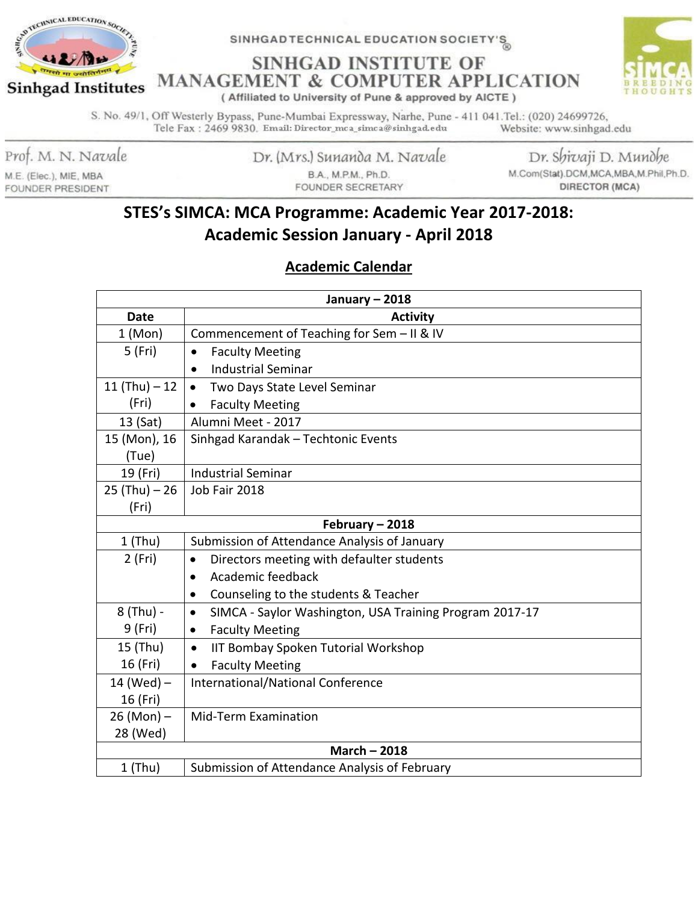SINHGAD TECHNICAL EDUCATION SOCIETY'S®

# SINHGAD INSTITUTE OF MANAGEMENT & COMPUTER APPLICATION

( Affiliated to University of Pune & approved by AICTE )

S. No. 49/1, Off Westerly Bypass, Pune-Mumbai Expressway, Narhe, Pune - 411 041.Tel.: (020) 24699726,
Tele Fax : 2469 9830. Email: Director_mca_simca@sinhgad.edu Website: www.sinhgad.edu

Sinhgad Institutes

SIMCA BREEDING THOUGHTS

| Prof. M. N. Navale | Dr. (Mrs.) Sunanda M. Navale | Dr. Shivaji D. Mundhe |
|---|---|---|
| M.E. (Elec.), MIE, MBA | B.A., M.P.M., Ph.D. | M.Com(Stat).DCM,MCA,MBA,M.Phil,Ph.D. |
| FOUNDER PRESIDENT | FOUNDER SECRETARY | DIRECTOR (MCA) |

## STES's SIMCA: MCA Programme: Academic Year 2017-2018: Academic Session January - April 2018

### Academic Calendar

| Date | Activity |
|---|---|
| **January – 2018** | |
| 1 (Mon) | Commencement of Teaching for Sem – II & IV |
| 5 (Fri) | • Faculty Meeting<br>• Industrial Seminar |
| 11 (Thu) – 12 (Fri) | • Two Days State Level Seminar<br>• Faculty Meeting |
| 13 (Sat) | Alumni Meet - 2017 |
| 15 (Mon), 16 (Tue) | Sinhgad Karandak – Techtonic Events |
| 19 (Fri) | Industrial Seminar |
| 25 (Thu) – 26 (Fri) | Job Fair 2018 |
| **February – 2018** | |
| 1 (Thu) | Submission of Attendance Analysis of January |
| 2 (Fri) | • Directors meeting with defaulter students<br>• Academic feedback<br>• Counseling to the students & Teacher |
| 8 (Thu) - 9 (Fri) | • SIMCA - Saylor Washington, USA Training Program 2017-17<br>• Faculty Meeting |
| 15 (Thu) 16 (Fri) | • IIT Bombay Spoken Tutorial Workshop<br>• Faculty Meeting |
| 14 (Wed) – 16 (Fri) | International/National Conference |
| 26 (Mon) – 28 (Wed) | Mid-Term Examination |
| **March – 2018** | |
| 1 (Thu) | Submission of Attendance Analysis of February |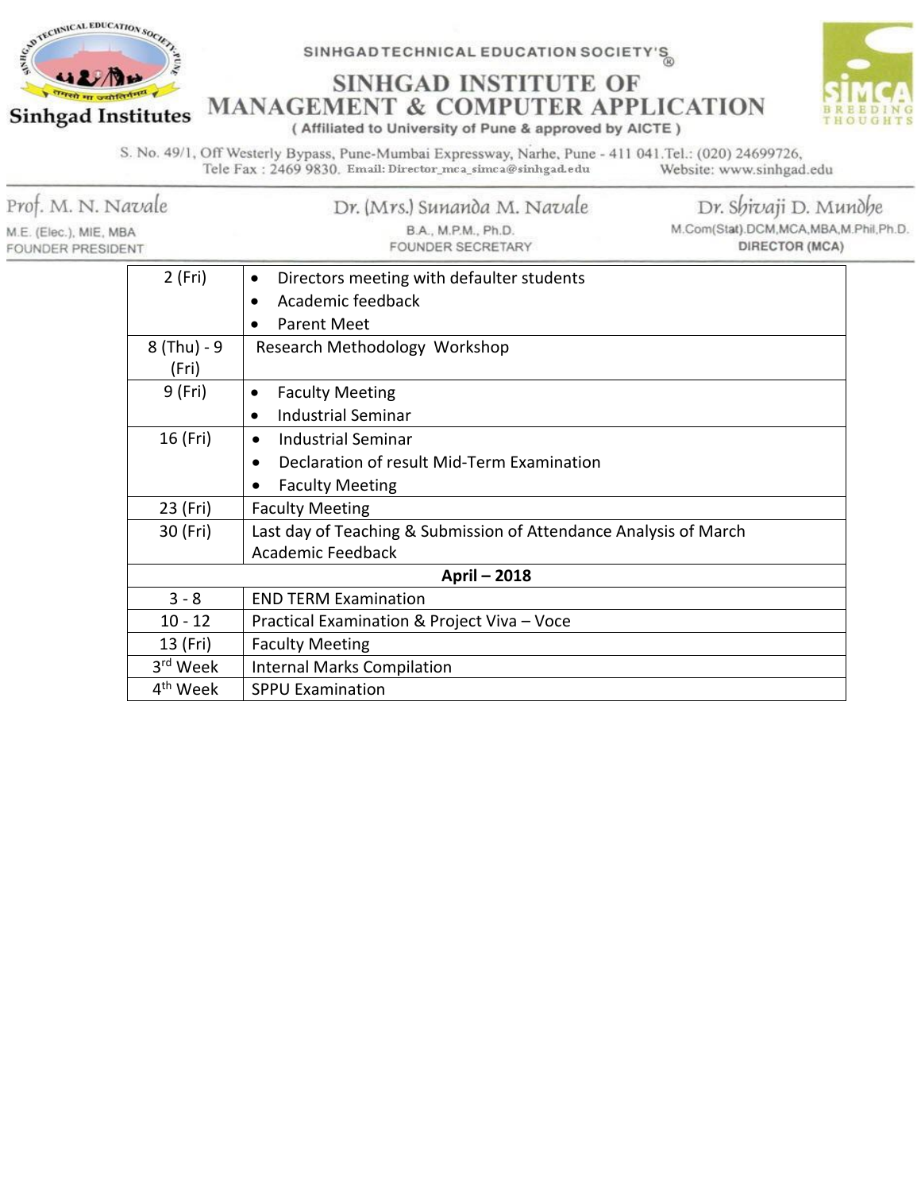SINHGAD TECHNICAL EDUCATION SOCIETY'S®

# SINHGAD INSTITUTE OF MANAGEMENT & COMPUTER APPLICATION

( Affiliated to University of Pune & approved by AICTE )

S. No. 49/1, Off Westerly Bypass, Pune-Mumbai Expressway, Narhe, Pune - 411 041.Tel.: (020) 24699726, Tele Fax : 2469 9830. Email: Director_mca_simca@sinhgad.edu Website: www.sinhgad.edu

Prof. M. N. Navale, M.E. (Elec.), MIE, MBA, FOUNDER PRESIDENT

Dr. (Mrs.) Sunanda M. Navale, B.A., M.P.M., Ph.D., FOUNDER SECRETARY

Dr. Shivaji D. Mundhe, M.Com(Stat).DCM,MCA,MBA,M.Phil,Ph.D., DIRECTOR (MCA)

| | |
|---|---|
| 2 (Fri) | • Directors meeting with defaulter students<br>• Academic feedback<br>• Parent Meet |
| 8 (Thu) - 9 (Fri) | Research Methodology Workshop |
| 9 (Fri) | • Faculty Meeting<br>• Industrial Seminar |
| 16 (Fri) | • Industrial Seminar<br>• Declaration of result Mid-Term Examination<br>• Faculty Meeting |
| 23 (Fri) | Faculty Meeting |
| 30 (Fri) | Last day of Teaching & Submission of Attendance Analysis of March<br>Academic Feedback |
| **April – 2018** | |
| 3 - 8 | END TERM Examination |
| 10 - 12 | Practical Examination & Project Viva – Voce |
| 13 (Fri) | Faculty Meeting |
| 3rd Week | Internal Marks Compilation |
| 4th Week | SPPU Examination |